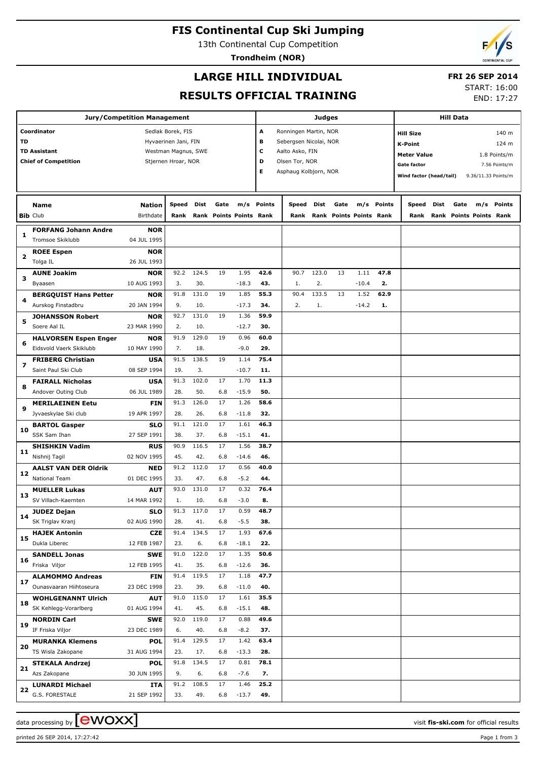# FIS Continental Cup Ski Jumping

13th Continental Cup Competition

**Trondheim (NOR)**

## LARGE HILL INDIVIDUAL

## RESULTS OFFICIAL TRAINING

**FRI 26 SEP 2014**

START: 16:00

END: 17:27

| Jury/Competition Management | |
|---|---|
| Coordinator | Sedlak Borek, FIS |
| TD | Hyvaerinen Jani, FIN |
| TD Assistant | Westman Magnus, SWE |
| Chief of Competition | Stjernen Hroar, NOR |

| Judges | |
|---|---|
| A | Ronningen Martin, NOR |
| B | Sebergsen Nicolai, NOR |
| C | Aalto Asko, FIN |
| D | Olsen Tor, NOR |
| E | Asphaug Kolbjorn, NOR |

| Hill Data | |
|---|---|
| Hill Size | 140 m |
| K-Point | 124 m |
| Meter Value | 1.8 Points/m |
| Gate factor | 7.56 Points/m |
| Wind factor (head/tail) | 9.36/11.33 Points/m |

| Bib | Name / Club | Nation / Birthdate | Speed / Rank | Dist / Rank | Gate / Points | m/s / Points | Points / Rank | Speed / Rank | Dist / Rank | Gate / Points | m/s / Points | Points / Rank | Speed / Rank | Dist / Rank | Gate / Points | m/s / Points | Points / Rank |
|---|---|---|---|---|---|---|---|---|---|---|---|---|---|---|---|---|---|
| 1 | FORFANG Johann Andre | NOR | | | | | | | | | | | | | | | |
| | Tromsoe Skiklubb | 04 JUL 1995 | | | | | | | | | | | | | | | |
| 2 | ROEE Espen | NOR | | | | | | | | | | | | | | | |
| | Tolga IL | 26 JUL 1993 | | | | | | | | | | | | | | | |
| 3 | AUNE Joakim | NOR | 92.2 | 124.5 | 19 | 1.95 | 42.6 | 90.7 | 123.0 | 13 | 1.11 | 47.8 | | | | | |
| | Byaasen | 10 AUG 1993 | 3. | 30. | | -18.3 | 43. | 1. | 2. | | -10.4 | 2. | | | | | |
| 4 | BERGQUIST Hans Petter | NOR | 91.8 | 131.0 | 19 | 1.85 | 55.3 | 90.4 | 133.5 | 13 | 1.52 | 62.9 | | | | | |
| | Aurskog Finstadbru | 20 JAN 1994 | 9. | 10. | | -17.3 | 34. | 2. | 1. | | -14.2 | 1. | | | | | |
| 5 | JOHANSSON Robert | NOR | 92.7 | 131.0 | 19 | 1.36 | 59.9 | | | | | | | | | | |
| | Soere Aal IL | 23 MAR 1990 | 2. | 10. | | -12.7 | 30. | | | | | | | | | | |
| 6 | HALVORSEN Espen Enger | NOR | 91.9 | 129.0 | 19 | 0.96 | 60.0 | | | | | | | | | | |
| | Eidsvold Vaerk Skiklubb | 10 MAY 1990 | 7. | 18. | | -9.0 | 29. | | | | | | | | | | |
| 7 | FRIBERG Christian | USA | 91.5 | 138.5 | 19 | 1.14 | 75.4 | | | | | | | | | | |
| | Saint Paul Ski Club | 08 SEP 1994 | 19. | 3. | | -10.7 | 11. | | | | | | | | | | |
| 8 | FAIRALL Nicholas | USA | 91.3 | 102.0 | 17 | 1.70 | 11.3 | | | | | | | | | | |
| | Andover Outing Club | 06 JUL 1989 | 28. | 50. | 6.8 | -15.9 | 50. | | | | | | | | | | |
| 9 | MERILAEINEN Eetu | FIN | 91.3 | 126.0 | 17 | 1.26 | 58.6 | | | | | | | | | | |
| | Jyvaeskylae Ski club | 19 APR 1997 | 28. | 26. | 6.8 | -11.8 | 32. | | | | | | | | | | |
| 10 | BARTOL Gasper | SLO | 91.1 | 121.0 | 17 | 1.61 | 46.3 | | | | | | | | | | |
| | SSK Sam Ihan | 27 SEP 1991 | 38. | 37. | 6.8 | -15.1 | 41. | | | | | | | | | | |
| 11 | SHISHKIN Vadim | RUS | 90.9 | 116.5 | 17 | 1.56 | 38.7 | | | | | | | | | | |
| | Nishnij Tagil | 02 NOV 1995 | 45. | 42. | 6.8 | -14.6 | 46. | | | | | | | | | | |
| 12 | AALST VAN DER Oldrik | NED | 91.2 | 112.0 | 17 | 0.56 | 40.0 | | | | | | | | | | |
| | National Team | 01 DEC 1995 | 33. | 47. | 6.8 | -5.2 | 44. | | | | | | | | | | |
| 13 | MUELLER Lukas | AUT | 93.0 | 131.0 | 17 | 0.32 | 76.4 | | | | | | | | | | |
| | SV Villach-Kaernten | 14 MAR 1992 | 1. | 10. | 6.8 | -3.0 | 8. | | | | | | | | | | |
| 14 | JUDEZ Dejan | SLO | 91.3 | 117.0 | 17 | 0.59 | 48.7 | | | | | | | | | | |
| | SK Triglav Kranj | 02 AUG 1990 | 28. | 41. | 6.8 | -5.5 | 38. | | | | | | | | | | |
| 15 | HAJEK Antonin | CZE | 91.4 | 134.5 | 17 | 1.93 | 67.6 | | | | | | | | | | |
| | Dukla Liberec | 12 FEB 1987 | 23. | 6. | 6.8 | -18.1 | 22. | | | | | | | | | | |
| 16 | SANDELL Jonas | SWE | 91.0 | 122.0 | 17 | 1.35 | 50.6 | | | | | | | | | | |
| | Friska Viljor | 12 FEB 1995 | 41. | 35. | 6.8 | -12.6 | 36. | | | | | | | | | | |
| 17 | ALAMOMMO Andreas | FIN | 91.4 | 119.5 | 17 | 1.18 | 47.7 | | | | | | | | | | |
| | Ounasvaaran Hiihtoseura | 23 DEC 1998 | 23. | 39. | 6.8 | -11.0 | 40. | | | | | | | | | | |
| 18 | WOHLGENANNT Ulrich | AUT | 91.0 | 115.0 | 17 | 1.61 | 35.5 | | | | | | | | | | |
| | SK Kehlegg-Vorarlberg | 01 AUG 1994 | 41. | 45. | 6.8 | -15.1 | 48. | | | | | | | | | | |
| 19 | NORDIN Carl | SWE | 92.0 | 119.0 | 17 | 0.88 | 49.6 | | | | | | | | | | |
| | IF Friska Viljor | 23 DEC 1989 | 6. | 40. | 6.8 | -8.2 | 37. | | | | | | | | | | |
| 20 | MURANKA Klemens | POL | 91.4 | 129.5 | 17 | 1.42 | 63.4 | | | | | | | | | | |
| | TS Wisla Zakopane | 31 AUG 1994 | 23. | 17. | 6.8 | -13.3 | 28. | | | | | | | | | | |
| 21 | STEKALA Andrzej | POL | 91.8 | 134.5 | 17 | 0.81 | 78.1 | | | | | | | | | | |
| | Azs Zakopane | 30 JUN 1995 | 9. | 6. | 6.8 | -7.6 | 7. | | | | | | | | | | |
| 22 | LUNARDI Michael | ITA | 91.2 | 108.5 | 17 | 1.46 | 25.2 | | | | | | | | | | |
| | G.S. FORESTALE | 21 SEP 1992 | 33. | 49. | 6.8 | -13.7 | 49. | | | | | | | | | | |

data processing by ewoxx — visit fis-ski.com for official results

printed 26 SEP 2014, 17:27:42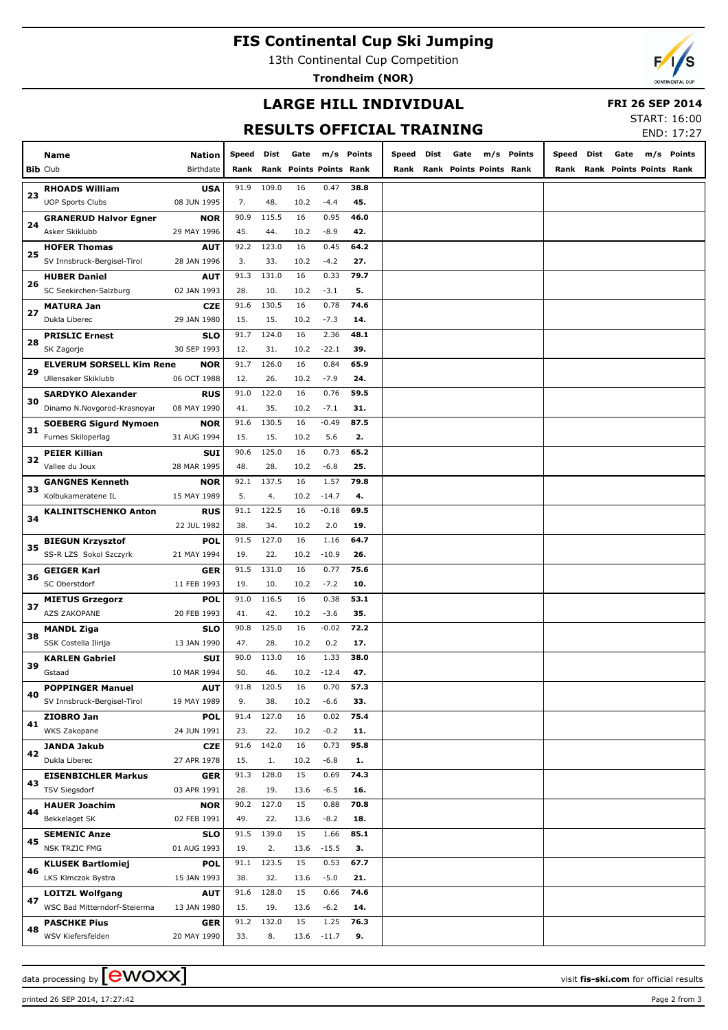# FIS Continental Cup Ski Jumping

13th Continental Cup Competition

**Trondheim (NOR)**

## LARGE HILL INDIVIDUAL

**FRI 26 SEP 2014**

## RESULTS OFFICIAL TRAINING

START: 16:00
END: 17:27

| Bib | Name / Club | Nation / Birthdate | Speed / Rank | Dist / Rank | Gate / Points | m/s / Points | Points / Rank | Speed / Rank | Dist / Rank | Gate / Points | m/s / Points | Points / Rank | Speed / Rank | Dist / Rank | Gate / Points | m/s / Points | Points / Rank |
|---|---|---|---|---|---|---|---|---|---|---|---|---|---|---|---|---|---|
| 23 | **RHOADS William** | **USA** | 91.9 | 109.0 | 16 | 0.47 | **38.8** | | | | | | | | | | |
| | UOP Sports Clubs | 08 JUN 1995 | 7. | 48. | 10.2 | -4.4 | **45.** | | | | | | | | | | |
| 24 | **GRANERUD Halvor Egner** | **NOR** | 90.9 | 115.5 | 16 | 0.95 | **46.0** | | | | | | | | | | |
| | Asker Skiklubb | 29 MAY 1996 | 45. | 44. | 10.2 | -8.9 | **42.** | | | | | | | | | | |
| 25 | **HOFER Thomas** | **AUT** | 92.2 | 123.0 | 16 | 0.45 | **64.2** | | | | | | | | | | |
| | SV Innsbruck-Bergisel-Tirol | 28 JAN 1996 | 3. | 33. | 10.2 | -4.2 | **27.** | | | | | | | | | | |
| 26 | **HUBER Daniel** | **AUT** | 91.3 | 131.0 | 16 | 0.33 | **79.7** | | | | | | | | | | |
| | SC Seekirchen-Salzburg | 02 JAN 1993 | 28. | 10. | 10.2 | -3.1 | **5.** | | | | | | | | | | |
| 27 | **MATURA Jan** | **CZE** | 91.6 | 130.5 | 16 | 0.78 | **74.6** | | | | | | | | | | |
| | Dukla Liberec | 29 JAN 1980 | 15. | 15. | 10.2 | -7.3 | **14.** | | | | | | | | | | |
| 28 | **PRISLIC Ernest** | **SLO** | 91.7 | 124.0 | 16 | 2.36 | **48.1** | | | | | | | | | | |
| | SK Zagorje | 30 SEP 1993 | 12. | 31. | 10.2 | -22.1 | **39.** | | | | | | | | | | |
| 29 | **ELVERUM SORSELL Kim Rene** | **NOR** | 91.7 | 126.0 | 16 | 0.84 | **65.9** | | | | | | | | | | |
| | Ullensaker Skiklubb | 06 OCT 1988 | 12. | 26. | 10.2 | -7.9 | **24.** | | | | | | | | | | |
| 30 | **SARDYKO Alexander** | **RUS** | 91.0 | 122.0 | 16 | 0.76 | **59.5** | | | | | | | | | | |
| | Dinamo N.Novgorod-Krasnoyar | 08 MAY 1990 | 41. | 35. | 10.2 | -7.1 | **31.** | | | | | | | | | | |
| 31 | **SOEBERG Sigurd Nymoen** | **NOR** | 91.6 | 130.5 | 16 | -0.49 | **87.5** | | | | | | | | | | |
| | Furnes Skiloperlag | 31 AUG 1994 | 15. | 15. | 10.2 | 5.6 | **2.** | | | | | | | | | | |
| 32 | **PEIER Killian** | **SUI** | 90.6 | 125.0 | 16 | 0.73 | **65.2** | | | | | | | | | | |
| | Vallee du Joux | 28 MAR 1995 | 48. | 28. | 10.2 | -6.8 | **25.** | | | | | | | | | | |
| 33 | **GANGNES Kenneth** | **NOR** | 92.1 | 137.5 | 16 | 1.57 | **79.8** | | | | | | | | | | |
| | Kolbukameratene IL | 15 MAY 1989 | 5. | 4. | 10.2 | -14.7 | **4.** | | | | | | | | | | |
| 34 | **KALINITSCHENKO Anton** | **RUS** | 91.1 | 122.5 | 16 | -0.18 | **69.5** | | | | | | | | | | |
| | | 22 JUL 1982 | 38. | 34. | 10.2 | 2.0 | **19.** | | | | | | | | | | |
| 35 | **BIEGUN Krzysztof** | **POL** | 91.5 | 127.0 | 16 | 1.16 | **64.7** | | | | | | | | | | |
| | SS-R LZS Sokol Szczyrk | 21 MAY 1994 | 19. | 22. | 10.2 | -10.9 | **26.** | | | | | | | | | | |
| 36 | **GEIGER Karl** | **GER** | 91.5 | 131.0 | 16 | 0.77 | **75.6** | | | | | | | | | | |
| | SC Oberstdorf | 11 FEB 1993 | 19. | 10. | 10.2 | -7.2 | **10.** | | | | | | | | | | |
| 37 | **MIETUS Grzegorz** | **POL** | 91.0 | 116.5 | 16 | 0.38 | **53.1** | | | | | | | | | | |
| | AZS ZAKOPANE | 20 FEB 1993 | 41. | 42. | 10.2 | -3.6 | **35.** | | | | | | | | | | |
| 38 | **MANDL Ziga** | **SLO** | 90.8 | 125.0 | 16 | -0.02 | **72.2** | | | | | | | | | | |
| | SSK Costella Ilirija | 13 JAN 1990 | 47. | 28. | 10.2 | 0.2 | **17.** | | | | | | | | | | |
| 39 | **KARLEN Gabriel** | **SUI** | 90.0 | 113.0 | 16 | 1.33 | **38.0** | | | | | | | | | | |
| | Gstaad | 10 MAR 1994 | 50. | 46. | 10.2 | -12.4 | **47.** | | | | | | | | | | |
| 40 | **POPPINGER Manuel** | **AUT** | 91.8 | 120.5 | 16 | 0.70 | **57.3** | | | | | | | | | | |
| | SV Innsbruck-Bergisel-Tirol | 19 MAY 1989 | 9. | 38. | 10.2 | -6.6 | **33.** | | | | | | | | | | |
| 41 | **ZIOBRO Jan** | **POL** | 91.4 | 127.0 | 16 | 0.02 | **75.4** | | | | | | | | | | |
| | WKS Zakopane | 24 JUN 1991 | 23. | 22. | 10.2 | -0.2 | **11.** | | | | | | | | | | |
| 42 | **JANDA Jakub** | **CZE** | 91.6 | 142.0 | 16 | 0.73 | **95.8** | | | | | | | | | | |
| | Dukla Liberec | 27 APR 1978 | 15. | 1. | 10.2 | -6.8 | **1.** | | | | | | | | | | |
| 43 | **EISENBICHLER Markus** | **GER** | 91.3 | 128.0 | 15 | 0.69 | **74.3** | | | | | | | | | | |
| | TSV Siegsdorf | 03 APR 1991 | 28. | 19. | 13.6 | -6.5 | **16.** | | | | | | | | | | |
| 44 | **HAUER Joachim** | **NOR** | 90.2 | 127.0 | 15 | 0.88 | **70.8** | | | | | | | | | | |
| | Bekkelaget SK | 02 FEB 1991 | 49. | 22. | 13.6 | -8.2 | **18.** | | | | | | | | | | |
| 45 | **SEMENIC Anze** | **SLO** | 91.5 | 139.0 | 15 | 1.66 | **85.1** | | | | | | | | | | |
| | NSK TRZIC FMG | 01 AUG 1993 | 19. | 2. | 13.6 | -15.5 | **3.** | | | | | | | | | | |
| 46 | **KLUSEK Bartlomiej** | **POL** | 91.1 | 123.5 | 15 | 0.53 | **67.7** | | | | | | | | | | |
| | LKS Klmczok Bystra | 15 JAN 1993 | 38. | 32. | 13.6 | -5.0 | **21.** | | | | | | | | | | |
| 47 | **LOITZL Wolfgang** | **AUT** | 91.6 | 128.0 | 15 | 0.66 | **74.6** | | | | | | | | | | |
| | WSC Bad Mitterndorf-Steierma | 13 JAN 1980 | 15. | 19. | 13.6 | -6.2 | **14.** | | | | | | | | | | |
| 48 | **PASCHKE Pius** | **GER** | 91.2 | 132.0 | 15 | 1.25 | **76.3** | | | | | | | | | | |
| | WSV Kiefersfelden | 20 MAY 1990 | 33. | 8. | 13.6 | -11.7 | **9.** | | | | | | | | | | |

data processing by ewoxx — visit **fis-ski.com** for official results

printed 26 SEP 2014, 17:27:42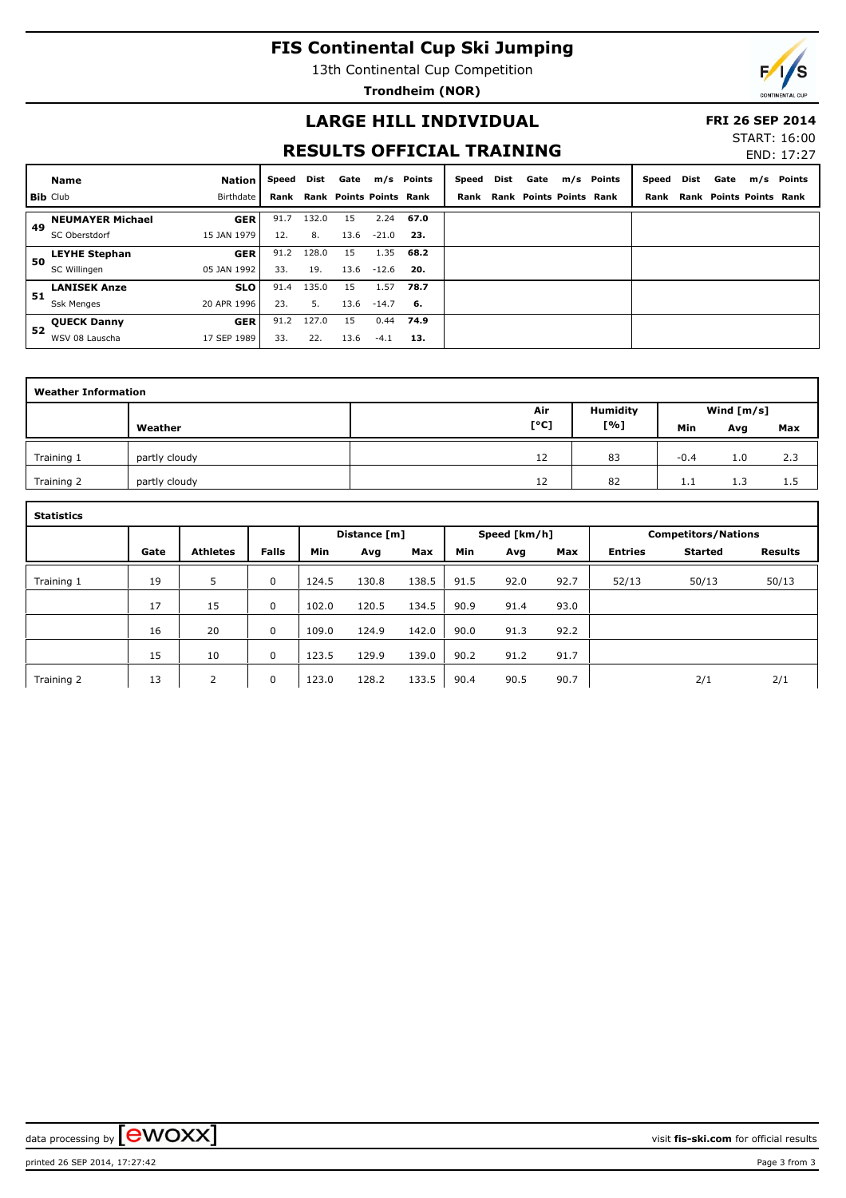# FIS Continental Cup Ski Jumping

13th Continental Cup Competition

**Trondheim (NOR)**

## LARGE HILL INDIVIDUAL

**FRI 26 SEP 2014**

START: 16:00

END: 17:27

## RESULTS OFFICIAL TRAINING

| Bib | Name / Club | Nation / Birthdate | Speed / Rank | Dist / Rank | Gate / Points | m/s / Points | Points / Rank | Speed / Rank | Dist / Rank | Gate / Points | m/s / Points | Points / Rank | Speed / Rank | Dist / Rank | Gate / Points | m/s / Points | Points / Rank |
|---|---|---|---|---|---|---|---|---|---|---|---|---|---|---|---|---|---|
| 49 | **NEUMAYER Michael** | **GER** | 91.7 | 132.0 | 15 | 2.24 | **67.0** | | | | | | | | | | |
| | SC Oberstdorf | 15 JAN 1979 | 12. | 8. | 13.6 | -21.0 | **23.** | | | | | | | | | | |
| 50 | **LEYHE Stephan** | **GER** | 91.2 | 128.0 | 15 | 1.35 | **68.2** | | | | | | | | | | |
| | SC Willingen | 05 JAN 1992 | 33. | 19. | 13.6 | -12.6 | **20.** | | | | | | | | | | |
| 51 | **LANISEK Anze** | **SLO** | 91.4 | 135.0 | 15 | 1.57 | **78.7** | | | | | | | | | | |
| | Ssk Menges | 20 APR 1996 | 23. | 5. | 13.6 | -14.7 | **6.** | | | | | | | | | | |
| 52 | **QUECK Danny** | **GER** | 91.2 | 127.0 | 15 | 0.44 | **74.9** | | | | | | | | | | |
| | WSV 08 Lauscha | 17 SEP 1989 | 33. | 22. | 13.6 | -4.1 | **13.** | | | | | | | | | | |

| Weather Information | | | | | | |
|---|---|---|---|---|---|---|
| | Weather | Air [°C] | Humidity [%] | Wind [m/s] Min | Avg | Max |
| Training 1 | partly cloudy | 12 | 83 | -0.4 | 1.0 | 2.3 |
| Training 2 | partly cloudy | 12 | 82 | 1.1 | 1.3 | 1.5 |

| Statistics | | | | Distance [m] | | | Speed [km/h] | | | Competitors/Nations | | |
|---|---|---|---|---|---|---|---|---|---|---|---|---|
| | Gate | Athletes | Falls | Min | Avg | Max | Min | Avg | Max | Entries | Started | Results |
| Training 1 | 19 | 5 | 0 | 124.5 | 130.8 | 138.5 | 91.5 | 92.0 | 92.7 | 52/13 | 50/13 | 50/13 |
| | 17 | 15 | 0 | 102.0 | 120.5 | 134.5 | 90.9 | 91.4 | 93.0 | | | |
| | 16 | 20 | 0 | 109.0 | 124.9 | 142.0 | 90.0 | 91.3 | 92.2 | | | |
| | 15 | 10 | 0 | 123.5 | 129.9 | 139.0 | 90.2 | 91.2 | 91.7 | | | |
| Training 2 | 13 | 2 | 0 | 123.0 | 128.2 | 133.5 | 90.4 | 90.5 | 90.7 | | 2/1 | 2/1 |

data processing by ewoxx — visit **fis-ski.com** for official results

printed 26 SEP 2014, 17:27:42